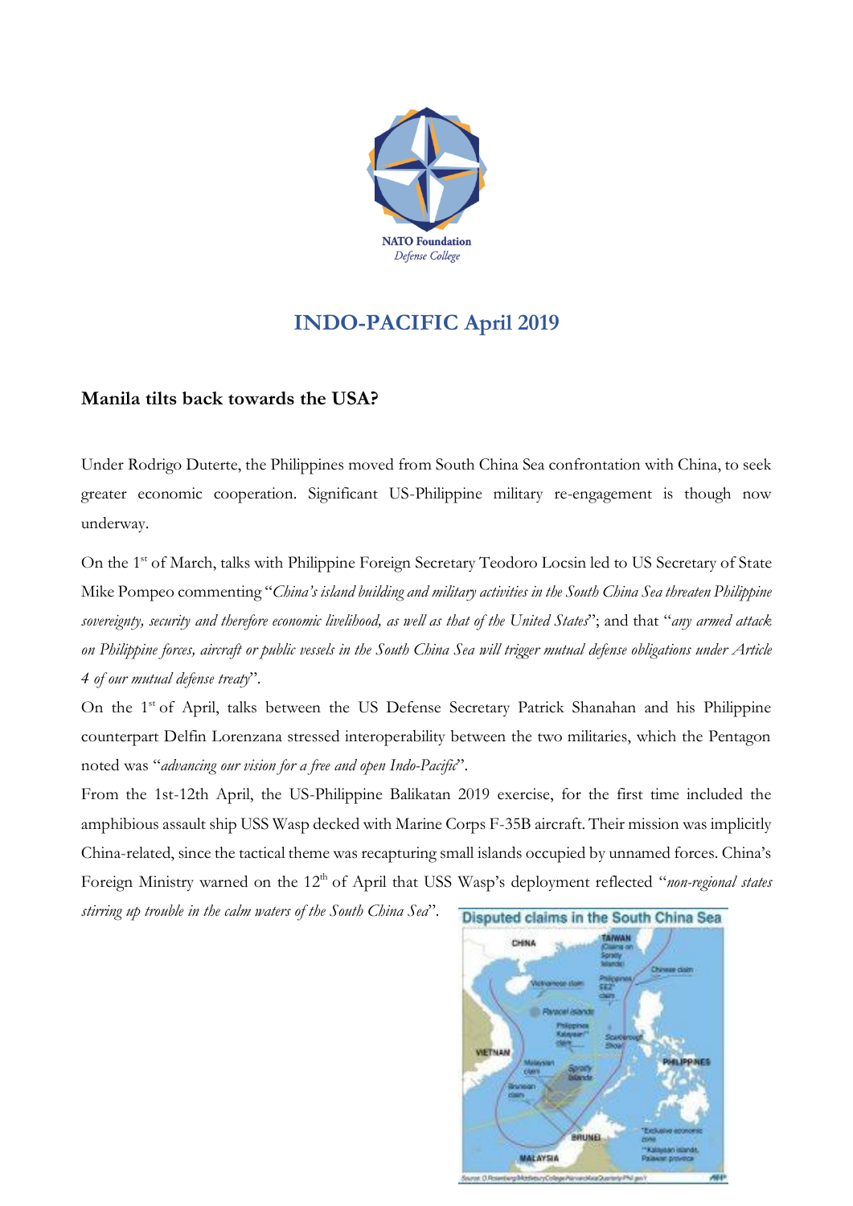NATO Foundation
*Defense College*

# INDO-PACIFIC April 2019

## Manila tilts back towards the USA?

Under Rodrigo Duterte, the Philippines moved from South China Sea confrontation with China, to seek greater economic cooperation. Significant US-Philippine military re-engagement is though now underway.

On the 1st of March, talks with Philippine Foreign Secretary Teodoro Locsin led to US Secretary of State Mike Pompeo commenting "*China's island building and military activities in the South China Sea threaten Philippine sovereignty, security and therefore economic livelihood, as well as that of the United States*"; and that "*any armed attack on Philippine forces, aircraft or public vessels in the South China Sea will trigger mutual defense obligations under Article 4 of our mutual defense treaty*".

On the 1st of April, talks between the US Defense Secretary Patrick Shanahan and his Philippine counterpart Delfin Lorenzana stressed interoperability between the two militaries, which the Pentagon noted was "*advancing our vision for a free and open Indo-Pacific*".

From the 1st-12th April, the US-Philippine Balikatan 2019 exercise, for the first time included the amphibious assault ship USS Wasp decked with Marine Corps F-35B aircraft. Their mission was implicitly China-related, since the tactical theme was recapturing small islands occupied by unnamed forces. China's Foreign Ministry warned on the 12th of April that USS Wasp's deployment reflected "*non-regional states stirring up trouble in the calm waters of the South China Sea*".

Disputed claims in the South China Sea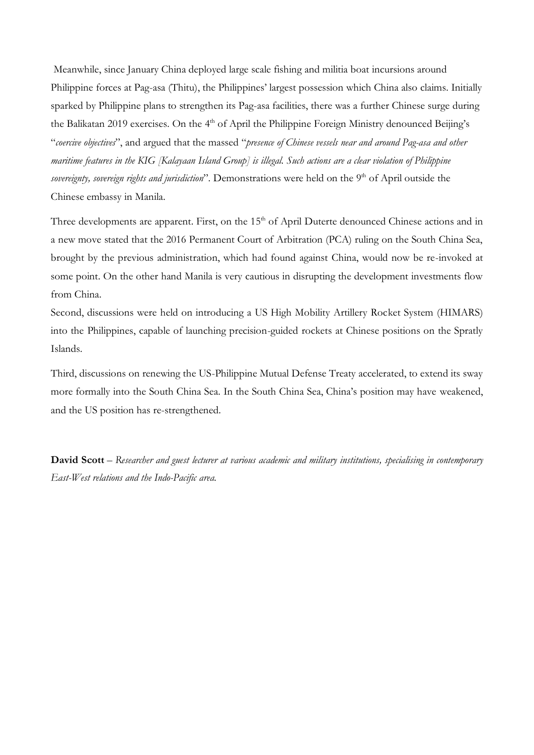Meanwhile, since January China deployed large scale fishing and militia boat incursions around Philippine forces at Pag-asa (Thitu), the Philippines' largest possession which China also claims. Initially sparked by Philippine plans to strengthen its Pag-asa facilities, there was a further Chinese surge during the Balikatan 2019 exercises. On the 4th of April the Philippine Foreign Ministry denounced Beijing's "*coercive objectives*", and argued that the massed "*presence of Chinese vessels near and around Pag-asa and other maritime features in the KIG [Kalayaan Island Group] is illegal. Such actions are a clear violation of Philippine sovereignty, sovereign rights and jurisdiction*". Demonstrations were held on the 9th of April outside the Chinese embassy in Manila.

Three developments are apparent. First, on the 15th of April Duterte denounced Chinese actions and in a new move stated that the 2016 Permanent Court of Arbitration (PCA) ruling on the South China Sea, brought by the previous administration, which had found against China, would now be re-invoked at some point. On the other hand Manila is very cautious in disrupting the development investments flow from China.

Second, discussions were held on introducing a US High Mobility Artillery Rocket System (HIMARS) into the Philippines, capable of launching precision-guided rockets at Chinese positions on the Spratly Islands.

Third, discussions on renewing the US-Philippine Mutual Defense Treaty accelerated, to extend its sway more formally into the South China Sea. In the South China Sea, China's position may have weakened, and the US position has re-strengthened.

**David Scott** – *Researcher and guest lecturer at various academic and military institutions, specialising in contemporary East-West relations and the Indo-Pacific area.*